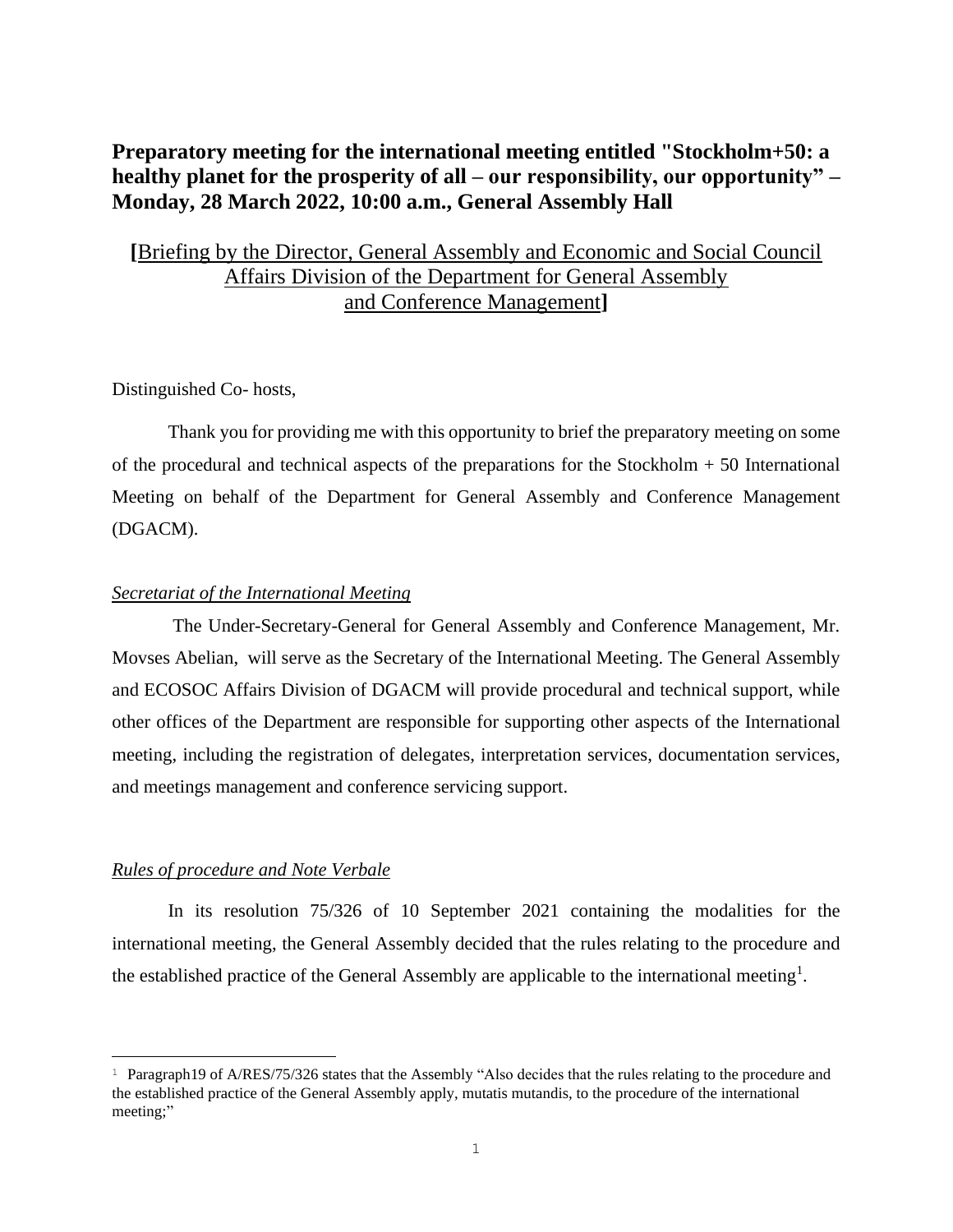# Preparatory meeting for the international meeting entitled "Stockholm+50: a healthy planet for the prosperity of all – our responsibility, our opportunity" – Monday, 28 March 2022, 10:00 a.m., General Assembly Hall

**[**Briefing by the Director, General Assembly and Economic and Social Council Affairs Division of the Department for General Assembly and Conference Management**]**

Distinguished Co- hosts,

Thank you for providing me with this opportunity to brief the preparatory meeting on some of the procedural and technical aspects of the preparations for the Stockholm + 50 International Meeting on behalf of the Department for General Assembly and Conference Management (DGACM).

*Secretariat of the International Meeting*

The Under-Secretary-General for General Assembly and Conference Management, Mr. Movses Abelian, will serve as the Secretary of the International Meeting. The General Assembly and ECOSOC Affairs Division of DGACM will provide procedural and technical support, while other offices of the Department are responsible for supporting other aspects of the International meeting, including the registration of delegates, interpretation services, documentation services, and meetings management and conference servicing support.

*Rules of procedure and Note Verbale*

In its resolution 75/326 of 10 September 2021 containing the modalities for the international meeting, the General Assembly decided that the rules relating to the procedure and the established practice of the General Assembly are applicable to the international meeting[1].

[1] Paragraph19 of A/RES/75/326 states that the Assembly "Also decides that the rules relating to the procedure and the established practice of the General Assembly apply, mutatis mutandis, to the procedure of the international meeting;"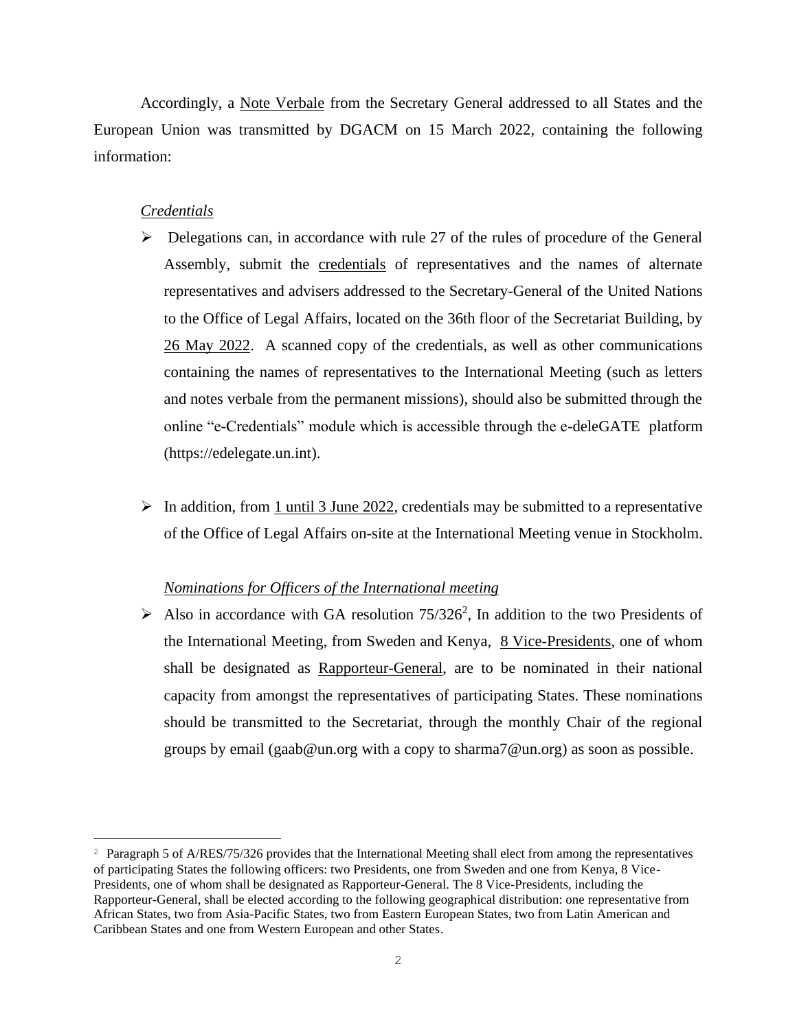Accordingly, a Note Verbale from the Secretary General addressed to all States and the European Union was transmitted by DGACM on 15 March 2022, containing the following information:

*Credentials*

- Delegations can, in accordance with rule 27 of the rules of procedure of the General Assembly, submit the credentials of representatives and the names of alternate representatives and advisers addressed to the Secretary-General of the United Nations to the Office of Legal Affairs, located on the 36th floor of the Secretariat Building, by 26 May 2022. A scanned copy of the credentials, as well as other communications containing the names of representatives to the International Meeting (such as letters and notes verbale from the permanent missions), should also be submitted through the online "e-Credentials" module which is accessible through the e-deleGATE platform (https://edelegate.un.int).

- In addition, from 1 until 3 June 2022, credentials may be submitted to a representative of the Office of Legal Affairs on-site at the International Meeting venue in Stockholm.

*Nominations for Officers of the International meeting*

- Also in accordance with GA resolution 75/326[2], In addition to the two Presidents of the International Meeting, from Sweden and Kenya, 8 Vice-Presidents, one of whom shall be designated as Rapporteur-General, are to be nominated in their national capacity from amongst the representatives of participating States. These nominations should be transmitted to the Secretariat, through the monthly Chair of the regional groups by email (gaab@un.org with a copy to sharma7@un.org) as soon as possible.

---

[2] Paragraph 5 of A/RES/75/326 provides that the International Meeting shall elect from among the representatives of participating States the following officers: two Presidents, one from Sweden and one from Kenya, 8 Vice-Presidents, one of whom shall be designated as Rapporteur-General. The 8 Vice-Presidents, including the Rapporteur-General, shall be elected according to the following geographical distribution: one representative from African States, two from Asia-Pacific States, two from Eastern European States, two from Latin American and Caribbean States and one from Western European and other States.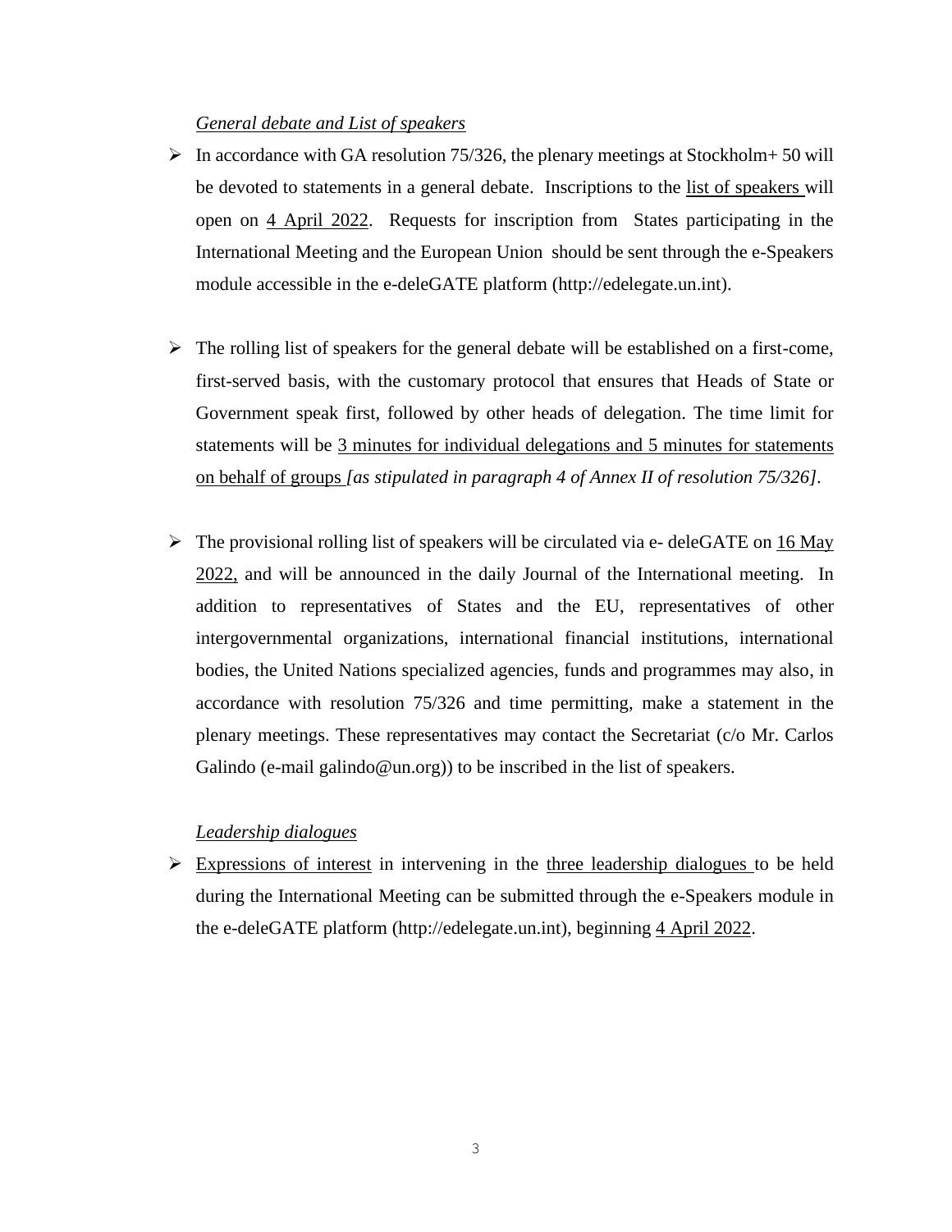*General debate and List of speakers*

- In accordance with GA resolution 75/326, the plenary meetings at Stockholm+ 50 will be devoted to statements in a general debate. Inscriptions to the list of speakers will open on 4 April 2022. Requests for inscription from States participating in the International Meeting and the European Union should be sent through the e-Speakers module accessible in the e-deleGATE platform (http://edelegate.un.int).

- The rolling list of speakers for the general debate will be established on a first-come, first-served basis, with the customary protocol that ensures that Heads of State or Government speak first, followed by other heads of delegation. The time limit for statements will be 3 minutes for individual delegations and 5 minutes for statements on behalf of groups *[as stipulated in paragraph 4 of Annex II of resolution 75/326]*.

- The provisional rolling list of speakers will be circulated via e- deleGATE on 16 May 2022, and will be announced in the daily Journal of the International meeting. In addition to representatives of States and the EU, representatives of other intergovernmental organizations, international financial institutions, international bodies, the United Nations specialized agencies, funds and programmes may also, in accordance with resolution 75/326 and time permitting, make a statement in the plenary meetings. These representatives may contact the Secretariat (c/o Mr. Carlos Galindo (e-mail galindo@un.org)) to be inscribed in the list of speakers.

*Leadership dialogues*

- Expressions of interest in intervening in the three leadership dialogues to be held during the International Meeting can be submitted through the e-Speakers module in the e-deleGATE platform (http://edelegate.un.int), beginning 4 April 2022.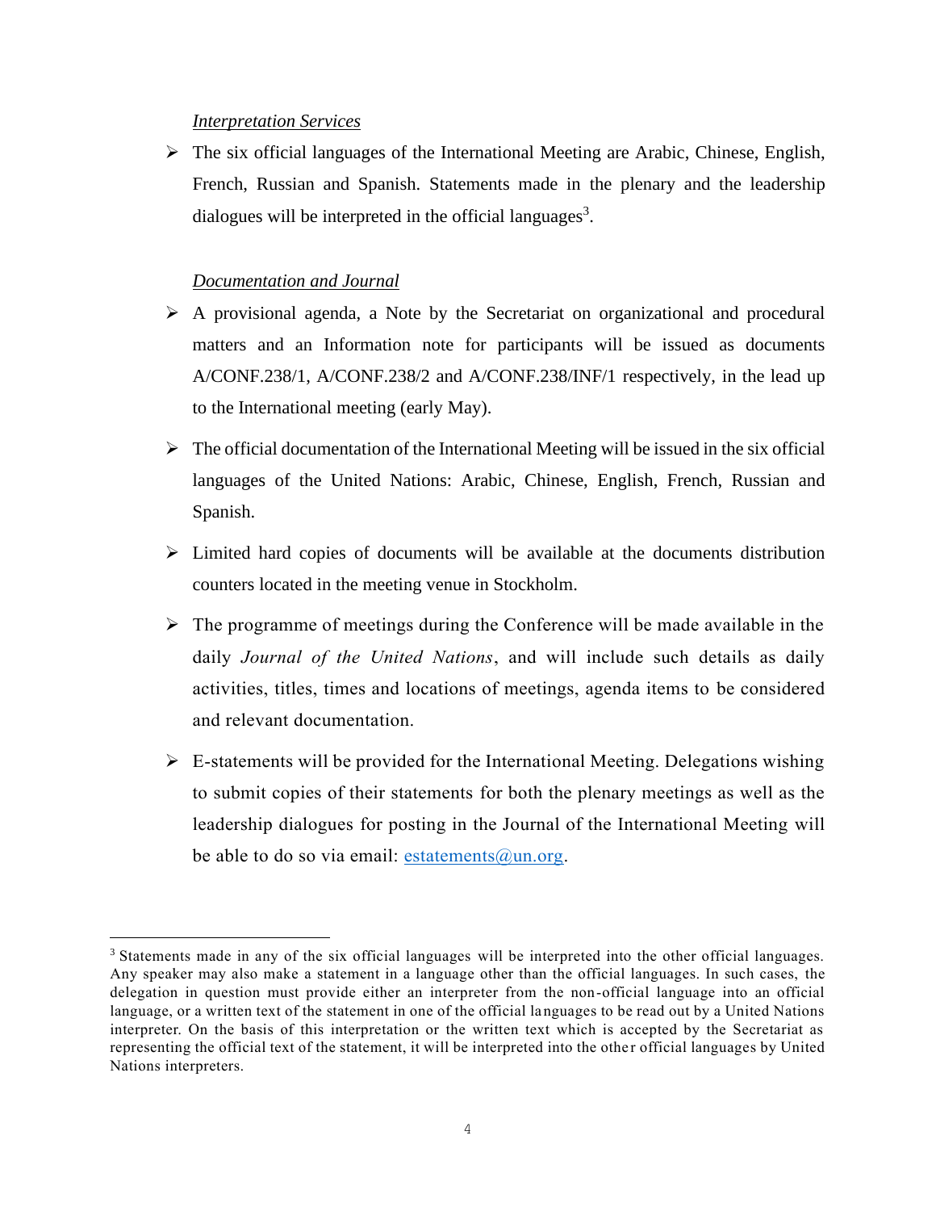*Interpretation Services*

- The six official languages of the International Meeting are Arabic, Chinese, English, French, Russian and Spanish. Statements made in the plenary and the leadership dialogues will be interpreted in the official languages[3].

*Documentation and Journal*

- A provisional agenda, a Note by the Secretariat on organizational and procedural matters and an Information note for participants will be issued as documents A/CONF.238/1, A/CONF.238/2 and A/CONF.238/INF/1 respectively, in the lead up to the International meeting (early May).
- The official documentation of the International Meeting will be issued in the six official languages of the United Nations: Arabic, Chinese, English, French, Russian and Spanish.
- Limited hard copies of documents will be available at the documents distribution counters located in the meeting venue in Stockholm.
- The programme of meetings during the Conference will be made available in the daily *Journal of the United Nations*, and will include such details as daily activities, titles, times and locations of meetings, agenda items to be considered and relevant documentation.
- E-statements will be provided for the International Meeting. Delegations wishing to submit copies of their statements for both the plenary meetings as well as the leadership dialogues for posting in the Journal of the International Meeting will be able to do so via email: [estatements@un.org](mailto:estatements@un.org).

---

[3] Statements made in any of the six official languages will be interpreted into the other official languages. Any speaker may also make a statement in a language other than the official languages. In such cases, the delegation in question must provide either an interpreter from the non-official language into an official language, or a written text of the statement in one of the official languages to be read out by a United Nations interpreter. On the basis of this interpretation or the written text which is accepted by the Secretariat as representing the official text of the statement, it will be interpreted into the other official languages by United Nations interpreters.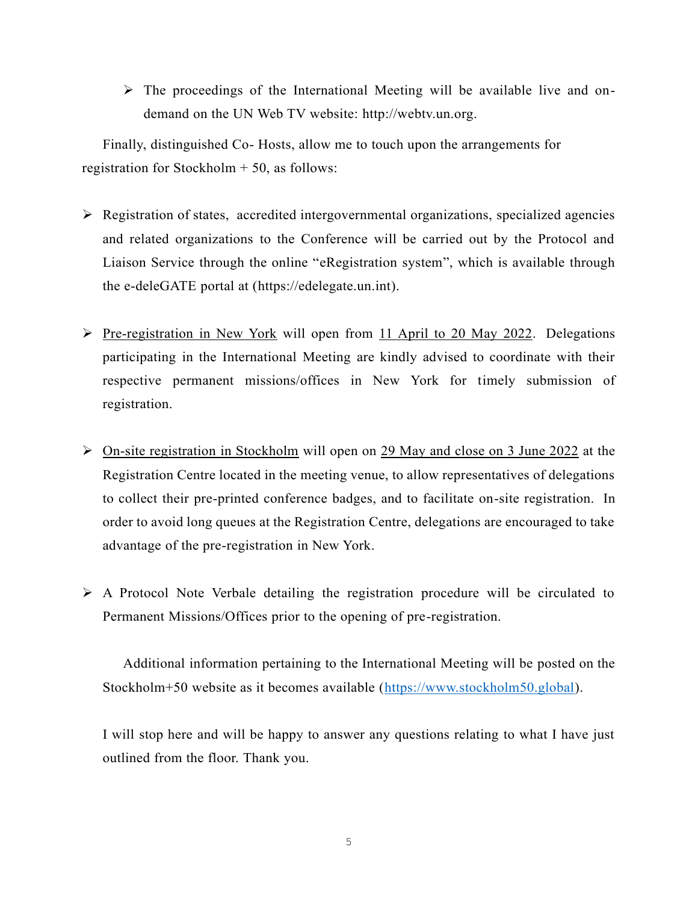- The proceedings of the International Meeting will be available live and on-demand on the UN Web TV website: http://webtv.un.org.

Finally, distinguished Co- Hosts, allow me to touch upon the arrangements for registration for Stockholm + 50, as follows:

- Registration of states, accredited intergovernmental organizations, specialized agencies and related organizations to the Conference will be carried out by the Protocol and Liaison Service through the online "eRegistration system", which is available through the e-deleGATE portal at (https://edelegate.un.int).

- Pre-registration in New York will open from 11 April to 20 May 2022. Delegations participating in the International Meeting are kindly advised to coordinate with their respective permanent missions/offices in New York for timely submission of registration.

- On-site registration in Stockholm will open on 29 May and close on 3 June 2022 at the Registration Centre located in the meeting venue, to allow representatives of delegations to collect their pre-printed conference badges, and to facilitate on-site registration. In order to avoid long queues at the Registration Centre, delegations are encouraged to take advantage of the pre-registration in New York.

- A Protocol Note Verbale detailing the registration procedure will be circulated to Permanent Missions/Offices prior to the opening of pre-registration.

Additional information pertaining to the International Meeting will be posted on the Stockholm+50 website as it becomes available (https://www.stockholm50.global).

I will stop here and will be happy to answer any questions relating to what I have just outlined from the floor. Thank you.